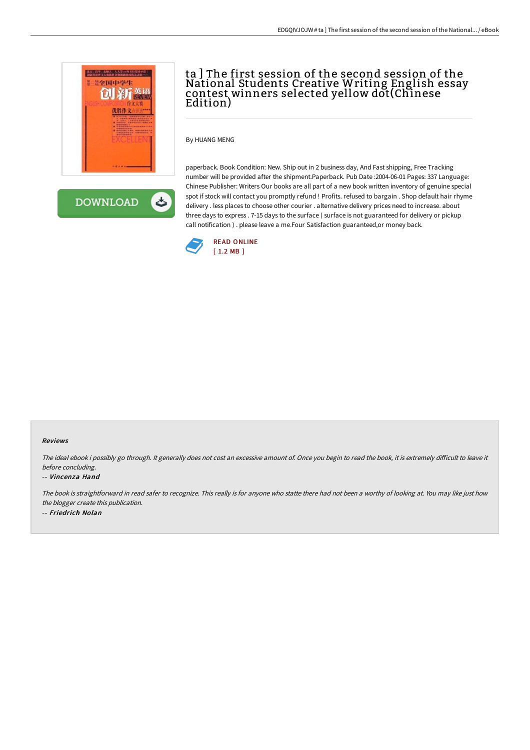# ta ] The first session of the second session of the National Students Creative Writing English essay contest winners selected yellow dot(Chinese Edition)

By HUANG MENG

paperback. Book Condition: New. Ship out in 2 business day, And Fast shipping, Free Tracking number will be provided after the shipment.Paperback. Pub Date :2004-06-01 Pages: 337 Language: Chinese Publisher: Writers Our books are all part of a new book written inventory of genuine special spot if stock will contact you promptly refund ! Profits. refused to bargain . Shop default hair rhyme delivery . less places to choose other courier . alternative delivery prices need to increase. about three days to express . 7-15 days to the surface ( surface is not guaranteed for delivery or pickup call notification ) . please leave a me.Four Satisfaction guaranteed,or money back.

READ ONLINE
[ 1.2 MB ]

#### Reviews

*The ideal ebook i possibly go through. It generally does not cost an excessive amount of. Once you begin to read the book, it is extremely difficult to leave it before concluding.*

-- ***Vincenza Hand***

*The book is straightforward in read safer to recognize. This really is for anyone who statte there had not been a worthy of looking at. You may like just how the blogger create this publication.*

-- ***Friedrich Nolan***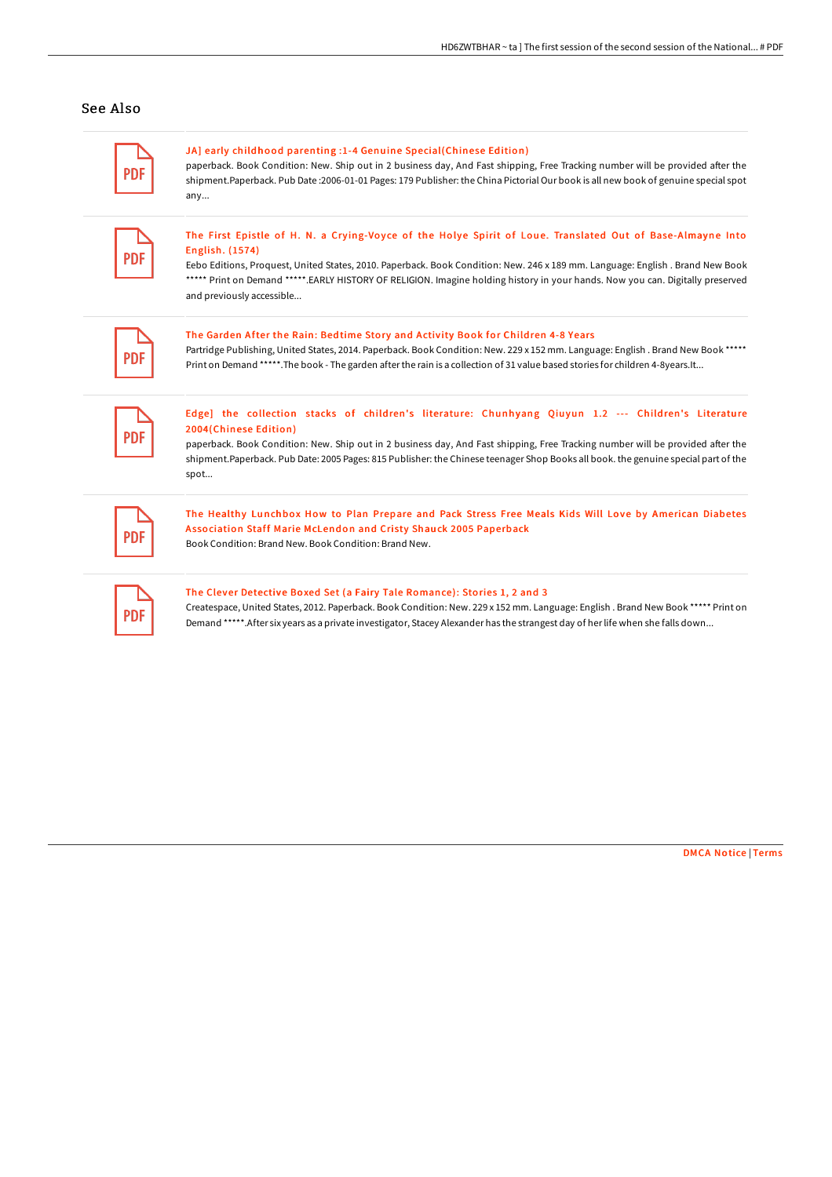## See Also

**JA] early childhood parenting :1-4 Genuine Special(Chinese Edition)**

paperback. Book Condition: New. Ship out in 2 business day, And Fast shipping, Free Tracking number will be provided after the shipment.Paperback. Pub Date :2006-01-01 Pages: 179 Publisher: the China Pictorial Our book is all new book of genuine special spot any...

**The First Epistle of H. N. a Crying-Voyce of the Holye Spirit of Loue. Translated Out of Base-Almayne Into English. (1574)**

Eebo Editions, Proquest, United States, 2010. Paperback. Book Condition: New. 246 x 189 mm. Language: English . Brand New Book ***** Print on Demand *****.EARLY HISTORY OF RELIGION. Imagine holding history in your hands. Now you can. Digitally preserved and previously accessible...

**The Garden After the Rain: Bedtime Story and Activity Book for Children 4-8 Years**

Partridge Publishing, United States, 2014. Paperback. Book Condition: New. 229 x 152 mm. Language: English . Brand New Book ***** Print on Demand *****.The book - The garden after the rain is a collection of 31 value based stories for children 4-8years.It...

**Edge] the collection stacks of children's literature: Chunhyang Qiuyun 1.2 --- Children's Literature 2004(Chinese Edition)**

paperback. Book Condition: New. Ship out in 2 business day, And Fast shipping, Free Tracking number will be provided after the shipment.Paperback. Pub Date: 2005 Pages: 815 Publisher: the Chinese teenager Shop Books all book. the genuine special part of the spot...

**The Healthy Lunchbox How to Plan Prepare and Pack Stress Free Meals Kids Will Love by American Diabetes Association Staff Marie McLendon and Cristy Shauck 2005 Paperback**

Book Condition: Brand New. Book Condition: Brand New.

**The Clever Detective Boxed Set (a Fairy Tale Romance): Stories 1, 2 and 3**

Createspace, United States, 2012. Paperback. Book Condition: New. 229 x 152 mm. Language: English . Brand New Book ***** Print on Demand *****.After six years as a private investigator, Stacey Alexander has the strangest day of her life when she falls down...

DMCA Notice | Terms